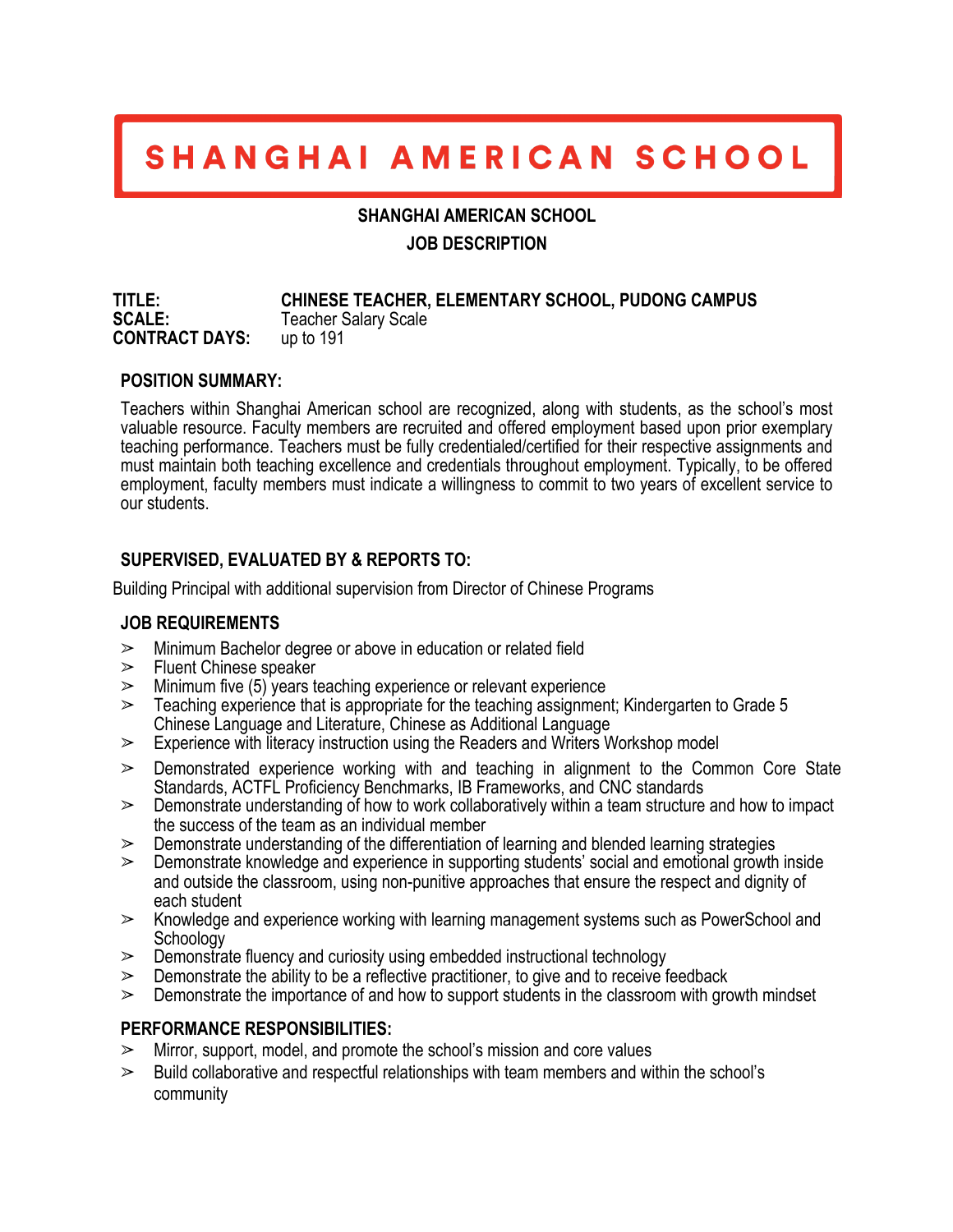# SHANGHAI AMERICAN SCHOOL

**SHANGHAI AMERICAN SCHOOL**

**JOB DESCRIPTION**

**TITLE:** **CHINESE TEACHER, ELEMENTARY SCHOOL, PUDONG CAMPUS**
**SCALE:** Teacher Salary Scale
**CONTRACT DAYS:** up to 191

## POSITION SUMMARY:

Teachers within Shanghai American school are recognized, along with students, as the school's most valuable resource. Faculty members are recruited and offered employment based upon prior exemplary teaching performance. Teachers must be fully credentialed/certified for their respective assignments and must maintain both teaching excellence and credentials throughout employment. Typically, to be offered employment, faculty members must indicate a willingness to commit to two years of excellent service to our students.

## SUPERVISED, EVALUATED BY & REPORTS TO:

Building Principal with additional supervision from Director of Chinese Programs

## JOB REQUIREMENTS

- Minimum Bachelor degree or above in education or related field
- Fluent Chinese speaker
- Minimum five (5) years teaching experience or relevant experience
- Teaching experience that is appropriate for the teaching assignment; Kindergarten to Grade 5 Chinese Language and Literature, Chinese as Additional Language
- Experience with literacy instruction using the Readers and Writers Workshop model
- Demonstrated experience working with and teaching in alignment to the Common Core State Standards, ACTFL Proficiency Benchmarks, IB Frameworks, and CNC standards
- Demonstrate understanding of how to work collaboratively within a team structure and how to impact the success of the team as an individual member
- Demonstrate understanding of the differentiation of learning and blended learning strategies
- Demonstrate knowledge and experience in supporting students' social and emotional growth inside and outside the classroom, using non-punitive approaches that ensure the respect and dignity of each student
- Knowledge and experience working with learning management systems such as PowerSchool and Schoology
- Demonstrate fluency and curiosity using embedded instructional technology
- Demonstrate the ability to be a reflective practitioner, to give and to receive feedback
- Demonstrate the importance of and how to support students in the classroom with growth mindset

## PERFORMANCE RESPONSIBILITIES:

- Mirror, support, model, and promote the school's mission and core values
- Build collaborative and respectful relationships with team members and within the school's community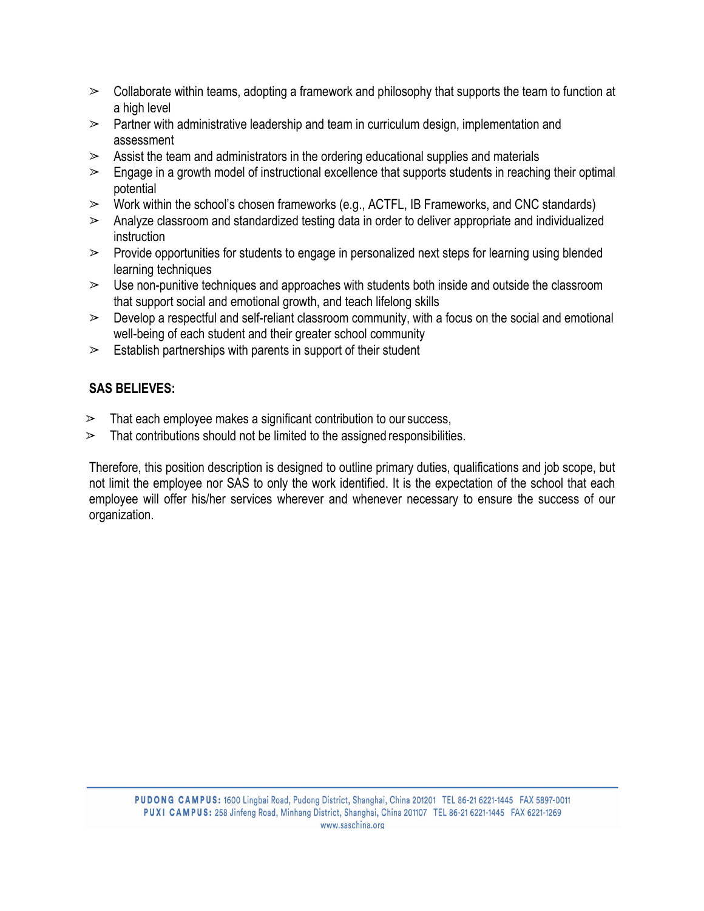- Collaborate within teams, adopting a framework and philosophy that supports the team to function at a high level
- Partner with administrative leadership and team in curriculum design, implementation and assessment
- Assist the team and administrators in the ordering educational supplies and materials
- Engage in a growth model of instructional excellence that supports students in reaching their optimal potential
- Work within the school's chosen frameworks (e.g., ACTFL, IB Frameworks, and CNC standards)
- Analyze classroom and standardized testing data in order to deliver appropriate and individualized instruction
- Provide opportunities for students to engage in personalized next steps for learning using blended learning techniques
- Use non-punitive techniques and approaches with students both inside and outside the classroom that support social and emotional growth, and teach lifelong skills
- Develop a respectful and self-reliant classroom community, with a focus on the social and emotional well-being of each student and their greater school community
- Establish partnerships with parents in support of their student

**SAS BELIEVES:**

- That each employee makes a significant contribution to our success,
- That contributions should not be limited to the assigned responsibilities.

Therefore, this position description is designed to outline primary duties, qualifications and job scope, but not limit the employee nor SAS to only the work identified. It is the expectation of the school that each employee will offer his/her services wherever and whenever necessary to ensure the success of our organization.